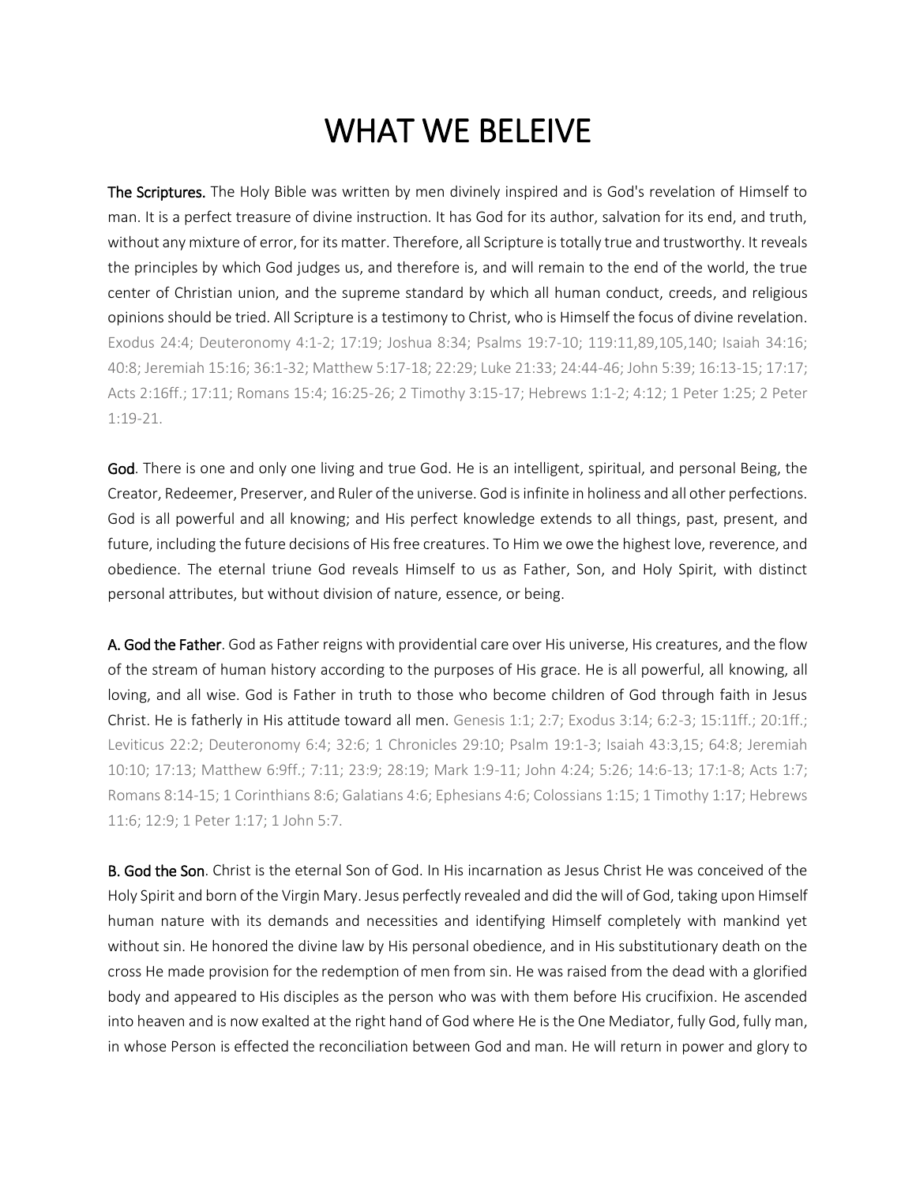# WHAT WE BELEIVE

**The Scriptures.** The Holy Bible was written by men divinely inspired and is God's revelation of Himself to man. It is a perfect treasure of divine instruction. It has God for its author, salvation for its end, and truth, without any mixture of error, for its matter. Therefore, all Scripture is totally true and trustworthy. It reveals the principles by which God judges us, and therefore is, and will remain to the end of the world, the true center of Christian union, and the supreme standard by which all human conduct, creeds, and religious opinions should be tried. All Scripture is a testimony to Christ, who is Himself the focus of divine revelation. Exodus 24:4; Deuteronomy 4:1-2; 17:19; Joshua 8:34; Psalms 19:7-10; 119:11,89,105,140; Isaiah 34:16; 40:8; Jeremiah 15:16; 36:1-32; Matthew 5:17-18; 22:29; Luke 21:33; 24:44-46; John 5:39; 16:13-15; 17:17; Acts 2:16ff.; 17:11; Romans 15:4; 16:25-26; 2 Timothy 3:15-17; Hebrews 1:1-2; 4:12; 1 Peter 1:25; 2 Peter 1:19-21.

**God**. There is one and only one living and true God. He is an intelligent, spiritual, and personal Being, the Creator, Redeemer, Preserver, and Ruler of the universe. God is infinite in holiness and all other perfections. God is all powerful and all knowing; and His perfect knowledge extends to all things, past, present, and future, including the future decisions of His free creatures. To Him we owe the highest love, reverence, and obedience. The eternal triune God reveals Himself to us as Father, Son, and Holy Spirit, with distinct personal attributes, but without division of nature, essence, or being.

**A. God the Father**. God as Father reigns with providential care over His universe, His creatures, and the flow of the stream of human history according to the purposes of His grace. He is all powerful, all knowing, all loving, and all wise. God is Father in truth to those who become children of God through faith in Jesus Christ. He is fatherly in His attitude toward all men. Genesis 1:1; 2:7; Exodus 3:14; 6:2-3; 15:11ff.; 20:1ff.; Leviticus 22:2; Deuteronomy 6:4; 32:6; 1 Chronicles 29:10; Psalm 19:1-3; Isaiah 43:3,15; 64:8; Jeremiah 10:10; 17:13; Matthew 6:9ff.; 7:11; 23:9; 28:19; Mark 1:9-11; John 4:24; 5:26; 14:6-13; 17:1-8; Acts 1:7; Romans 8:14-15; 1 Corinthians 8:6; Galatians 4:6; Ephesians 4:6; Colossians 1:15; 1 Timothy 1:17; Hebrews 11:6; 12:9; 1 Peter 1:17; 1 John 5:7.

**B. God the Son**. Christ is the eternal Son of God. In His incarnation as Jesus Christ He was conceived of the Holy Spirit and born of the Virgin Mary. Jesus perfectly revealed and did the will of God, taking upon Himself human nature with its demands and necessities and identifying Himself completely with mankind yet without sin. He honored the divine law by His personal obedience, and in His substitutionary death on the cross He made provision for the redemption of men from sin. He was raised from the dead with a glorified body and appeared to His disciples as the person who was with them before His crucifixion. He ascended into heaven and is now exalted at the right hand of God where He is the One Mediator, fully God, fully man, in whose Person is effected the reconciliation between God and man. He will return in power and glory to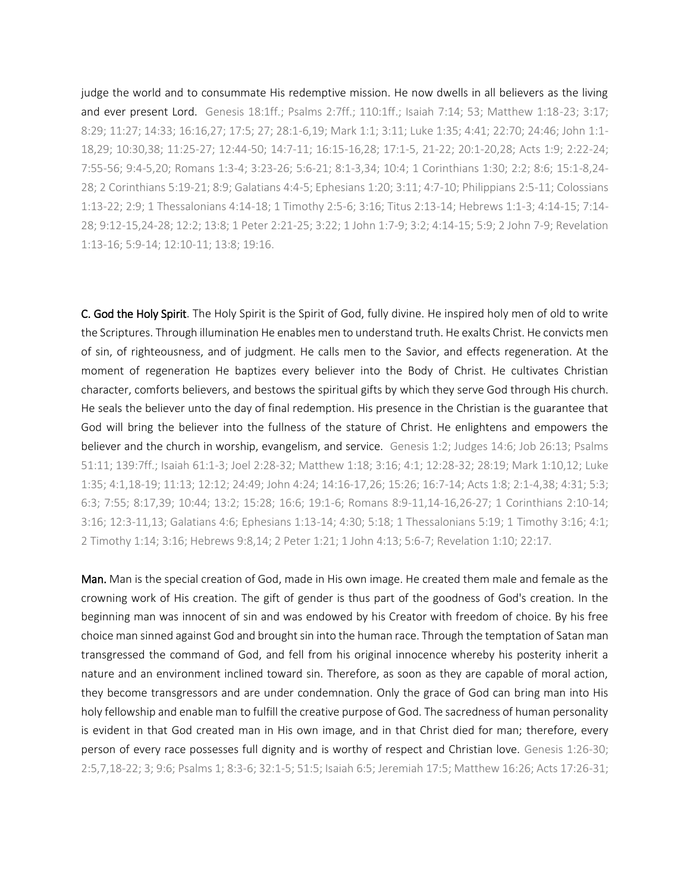judge the world and to consummate His redemptive mission. He now dwells in all believers as the living and ever present Lord. Genesis 18:1ff.; Psalms 2:7ff.; 110:1ff.; Isaiah 7:14; 53; Matthew 1:18-23; 3:17; 8:29; 11:27; 14:33; 16:16,27; 17:5; 27; 28:1-6,19; Mark 1:1; 3:11; Luke 1:35; 4:41; 22:70; 24:46; John 1:1-18,29; 10:30,38; 11:25-27; 12:44-50; 14:7-11; 16:15-16,28; 17:1-5, 21-22; 20:1-20,28; Acts 1:9; 2:22-24; 7:55-56; 9:4-5,20; Romans 1:3-4; 3:23-26; 5:6-21; 8:1-3,34; 10:4; 1 Corinthians 1:30; 2:2; 8:6; 15:1-8,24-28; 2 Corinthians 5:19-21; 8:9; Galatians 4:4-5; Ephesians 1:20; 3:11; 4:7-10; Philippians 2:5-11; Colossians 1:13-22; 2:9; 1 Thessalonians 4:14-18; 1 Timothy 2:5-6; 3:16; Titus 2:13-14; Hebrews 1:1-3; 4:14-15; 7:14-28; 9:12-15,24-28; 12:2; 13:8; 1 Peter 2:21-25; 3:22; 1 John 1:7-9; 3:2; 4:14-15; 5:9; 2 John 7-9; Revelation 1:13-16; 5:9-14; 12:10-11; 13:8; 19:16.

**C. God the Holy Spirit**. The Holy Spirit is the Spirit of God, fully divine. He inspired holy men of old to write the Scriptures. Through illumination He enables men to understand truth. He exalts Christ. He convicts men of sin, of righteousness, and of judgment. He calls men to the Savior, and effects regeneration. At the moment of regeneration He baptizes every believer into the Body of Christ. He cultivates Christian character, comforts believers, and bestows the spiritual gifts by which they serve God through His church. He seals the believer unto the day of final redemption. His presence in the Christian is the guarantee that God will bring the believer into the fullness of the stature of Christ. He enlightens and empowers the believer and the church in worship, evangelism, and service. Genesis 1:2; Judges 14:6; Job 26:13; Psalms 51:11; 139:7ff.; Isaiah 61:1-3; Joel 2:28-32; Matthew 1:18; 3:16; 4:1; 12:28-32; 28:19; Mark 1:10,12; Luke 1:35; 4:1,18-19; 11:13; 12:12; 24:49; John 4:24; 14:16-17,26; 15:26; 16:7-14; Acts 1:8; 2:1-4,38; 4:31; 5:3; 6:3; 7:55; 8:17,39; 10:44; 13:2; 15:28; 16:6; 19:1-6; Romans 8:9-11,14-16,26-27; 1 Corinthians 2:10-14; 3:16; 12:3-11,13; Galatians 4:6; Ephesians 1:13-14; 4:30; 5:18; 1 Thessalonians 5:19; 1 Timothy 3:16; 4:1; 2 Timothy 1:14; 3:16; Hebrews 9:8,14; 2 Peter 1:21; 1 John 4:13; 5:6-7; Revelation 1:10; 22:17.

**Man.** Man is the special creation of God, made in His own image. He created them male and female as the crowning work of His creation. The gift of gender is thus part of the goodness of God's creation. In the beginning man was innocent of sin and was endowed by his Creator with freedom of choice. By his free choice man sinned against God and brought sin into the human race. Through the temptation of Satan man transgressed the command of God, and fell from his original innocence whereby his posterity inherit a nature and an environment inclined toward sin. Therefore, as soon as they are capable of moral action, they become transgressors and are under condemnation. Only the grace of God can bring man into His holy fellowship and enable man to fulfill the creative purpose of God. The sacredness of human personality is evident in that God created man in His own image, and in that Christ died for man; therefore, every person of every race possesses full dignity and is worthy of respect and Christian love. Genesis 1:26-30; 2:5,7,18-22; 3; 9:6; Psalms 1; 8:3-6; 32:1-5; 51:5; Isaiah 6:5; Jeremiah 17:5; Matthew 16:26; Acts 17:26-31;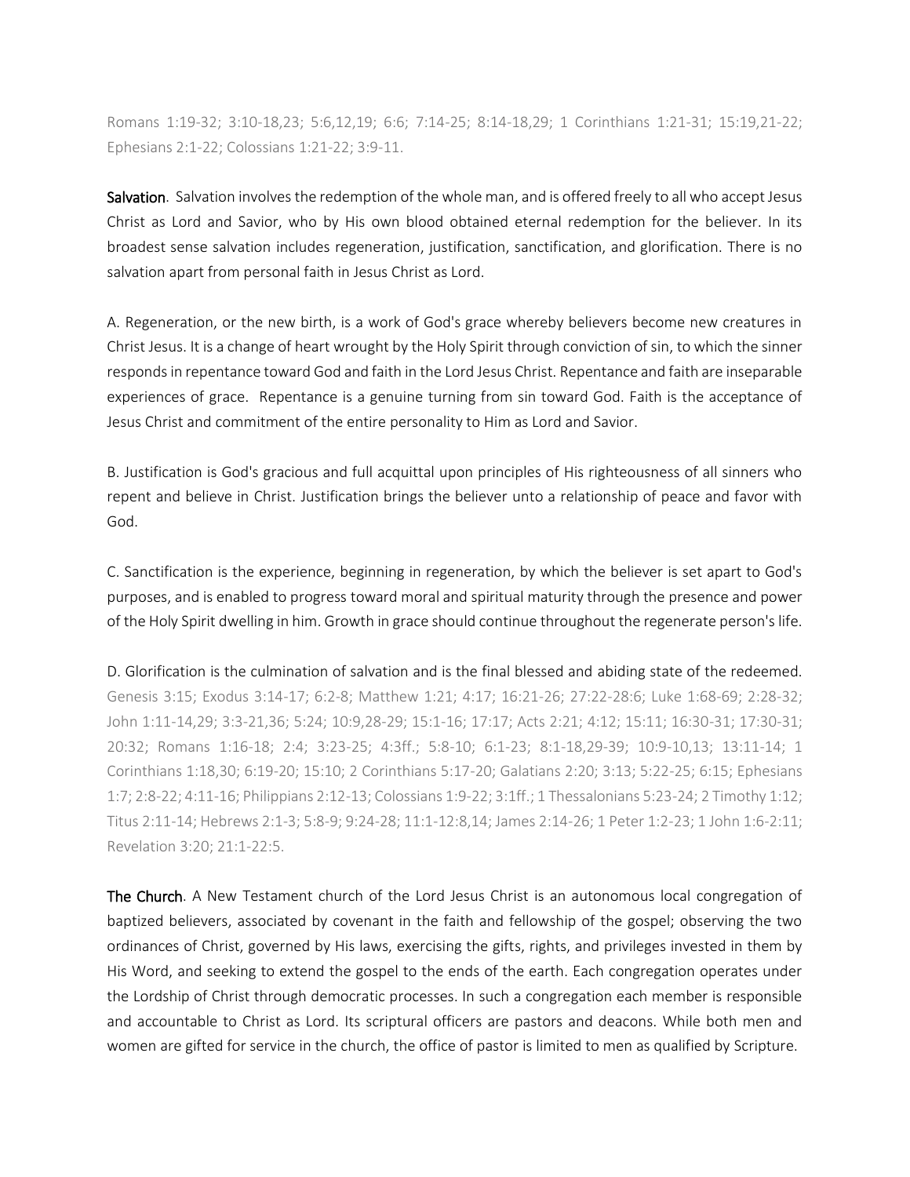Romans 1:19-32; 3:10-18,23; 5:6,12,19; 6:6; 7:14-25; 8:14-18,29; 1 Corinthians 1:21-31; 15:19,21-22; Ephesians 2:1-22; Colossians 1:21-22; 3:9-11.

**Salvation**. Salvation involves the redemption of the whole man, and is offered freely to all who accept Jesus Christ as Lord and Savior, who by His own blood obtained eternal redemption for the believer. In its broadest sense salvation includes regeneration, justification, sanctification, and glorification. There is no salvation apart from personal faith in Jesus Christ as Lord.

A. Regeneration, or the new birth, is a work of God's grace whereby believers become new creatures in Christ Jesus. It is a change of heart wrought by the Holy Spirit through conviction of sin, to which the sinner responds in repentance toward God and faith in the Lord Jesus Christ. Repentance and faith are inseparable experiences of grace. Repentance is a genuine turning from sin toward God. Faith is the acceptance of Jesus Christ and commitment of the entire personality to Him as Lord and Savior.

B. Justification is God's gracious and full acquittal upon principles of His righteousness of all sinners who repent and believe in Christ. Justification brings the believer unto a relationship of peace and favor with God.

C. Sanctification is the experience, beginning in regeneration, by which the believer is set apart to God's purposes, and is enabled to progress toward moral and spiritual maturity through the presence and power of the Holy Spirit dwelling in him. Growth in grace should continue throughout the regenerate person's life.

D. Glorification is the culmination of salvation and is the final blessed and abiding state of the redeemed. Genesis 3:15; Exodus 3:14-17; 6:2-8; Matthew 1:21; 4:17; 16:21-26; 27:22-28:6; Luke 1:68-69; 2:28-32; John 1:11-14,29; 3:3-21,36; 5:24; 10:9,28-29; 15:1-16; 17:17; Acts 2:21; 4:12; 15:11; 16:30-31; 17:30-31; 20:32; Romans 1:16-18; 2:4; 3:23-25; 4:3ff.; 5:8-10; 6:1-23; 8:1-18,29-39; 10:9-10,13; 13:11-14; 1 Corinthians 1:18,30; 6:19-20; 15:10; 2 Corinthians 5:17-20; Galatians 2:20; 3:13; 5:22-25; 6:15; Ephesians 1:7; 2:8-22; 4:11-16; Philippians 2:12-13; Colossians 1:9-22; 3:1ff.; 1 Thessalonians 5:23-24; 2 Timothy 1:12; Titus 2:11-14; Hebrews 2:1-3; 5:8-9; 9:24-28; 11:1-12:8,14; James 2:14-26; 1 Peter 1:2-23; 1 John 1:6-2:11; Revelation 3:20; 21:1-22:5.

**The Church**. A New Testament church of the Lord Jesus Christ is an autonomous local congregation of baptized believers, associated by covenant in the faith and fellowship of the gospel; observing the two ordinances of Christ, governed by His laws, exercising the gifts, rights, and privileges invested in them by His Word, and seeking to extend the gospel to the ends of the earth. Each congregation operates under the Lordship of Christ through democratic processes. In such a congregation each member is responsible and accountable to Christ as Lord. Its scriptural officers are pastors and deacons. While both men and women are gifted for service in the church, the office of pastor is limited to men as qualified by Scripture.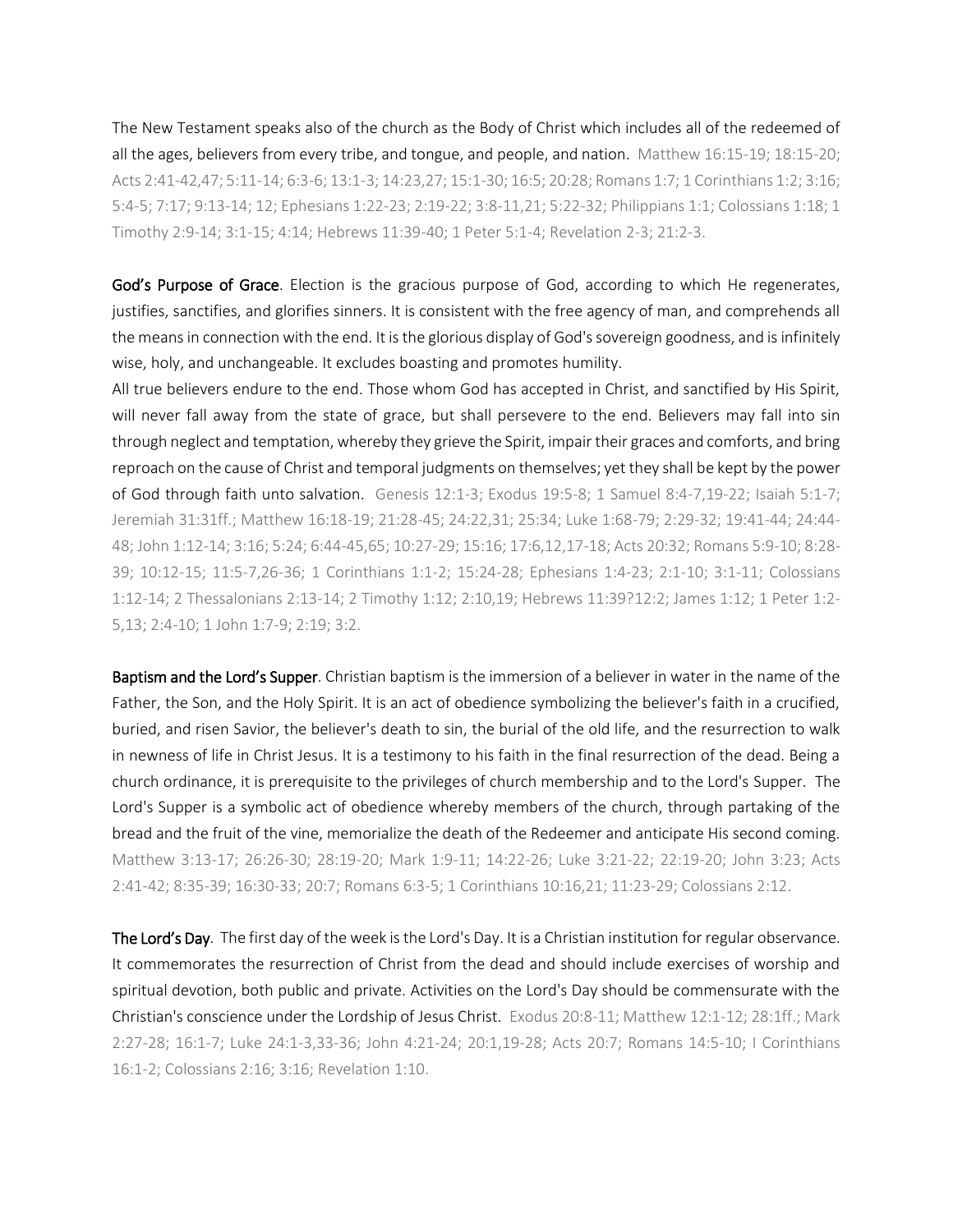The New Testament speaks also of the church as the Body of Christ which includes all of the redeemed of all the ages, believers from every tribe, and tongue, and people, and nation. Matthew 16:15-19; 18:15-20; Acts 2:41-42,47; 5:11-14; 6:3-6; 13:1-3; 14:23,27; 15:1-30; 16:5; 20:28; Romans 1:7; 1 Corinthians 1:2; 3:16; 5:4-5; 7:17; 9:13-14; 12; Ephesians 1:22-23; 2:19-22; 3:8-11,21; 5:22-32; Philippians 1:1; Colossians 1:18; 1 Timothy 2:9-14; 3:1-15; 4:14; Hebrews 11:39-40; 1 Peter 5:1-4; Revelation 2-3; 21:2-3.

**God's Purpose of Grace**. Election is the gracious purpose of God, according to which He regenerates, justifies, sanctifies, and glorifies sinners. It is consistent with the free agency of man, and comprehends all the means in connection with the end. It is the glorious display of God's sovereign goodness, and is infinitely wise, holy, and unchangeable. It excludes boasting and promotes humility.
All true believers endure to the end. Those whom God has accepted in Christ, and sanctified by His Spirit, will never fall away from the state of grace, but shall persevere to the end. Believers may fall into sin through neglect and temptation, whereby they grieve the Spirit, impair their graces and comforts, and bring reproach on the cause of Christ and temporal judgments on themselves; yet they shall be kept by the power of God through faith unto salvation. Genesis 12:1-3; Exodus 19:5-8; 1 Samuel 8:4-7,19-22; Isaiah 5:1-7; Jeremiah 31:31ff.; Matthew 16:18-19; 21:28-45; 24:22,31; 25:34; Luke 1:68-79; 2:29-32; 19:41-44; 24:44-48; John 1:12-14; 3:16; 5:24; 6:44-45,65; 10:27-29; 15:16; 17:6,12,17-18; Acts 20:32; Romans 5:9-10; 8:28-39; 10:12-15; 11:5-7,26-36; 1 Corinthians 1:1-2; 15:24-28; Ephesians 1:4-23; 2:1-10; 3:1-11; Colossians 1:12-14; 2 Thessalonians 2:13-14; 2 Timothy 1:12; 2:10,19; Hebrews 11:39?12:2; James 1:12; 1 Peter 1:2-5,13; 2:4-10; 1 John 1:7-9; 2:19; 3:2.

**Baptism and the Lord's Supper**. Christian baptism is the immersion of a believer in water in the name of the Father, the Son, and the Holy Spirit. It is an act of obedience symbolizing the believer's faith in a crucified, buried, and risen Savior, the believer's death to sin, the burial of the old life, and the resurrection to walk in newness of life in Christ Jesus. It is a testimony to his faith in the final resurrection of the dead. Being a church ordinance, it is prerequisite to the privileges of church membership and to the Lord's Supper. The Lord's Supper is a symbolic act of obedience whereby members of the church, through partaking of the bread and the fruit of the vine, memorialize the death of the Redeemer and anticipate His second coming. Matthew 3:13-17; 26:26-30; 28:19-20; Mark 1:9-11; 14:22-26; Luke 3:21-22; 22:19-20; John 3:23; Acts 2:41-42; 8:35-39; 16:30-33; 20:7; Romans 6:3-5; 1 Corinthians 10:16,21; 11:23-29; Colossians 2:12.

**The Lord's Day**. The first day of the week is the Lord's Day. It is a Christian institution for regular observance. It commemorates the resurrection of Christ from the dead and should include exercises of worship and spiritual devotion, both public and private. Activities on the Lord's Day should be commensurate with the Christian's conscience under the Lordship of Jesus Christ. Exodus 20:8-11; Matthew 12:1-12; 28:1ff.; Mark 2:27-28; 16:1-7; Luke 24:1-3,33-36; John 4:21-24; 20:1,19-28; Acts 20:7; Romans 14:5-10; I Corinthians 16:1-2; Colossians 2:16; 3:16; Revelation 1:10.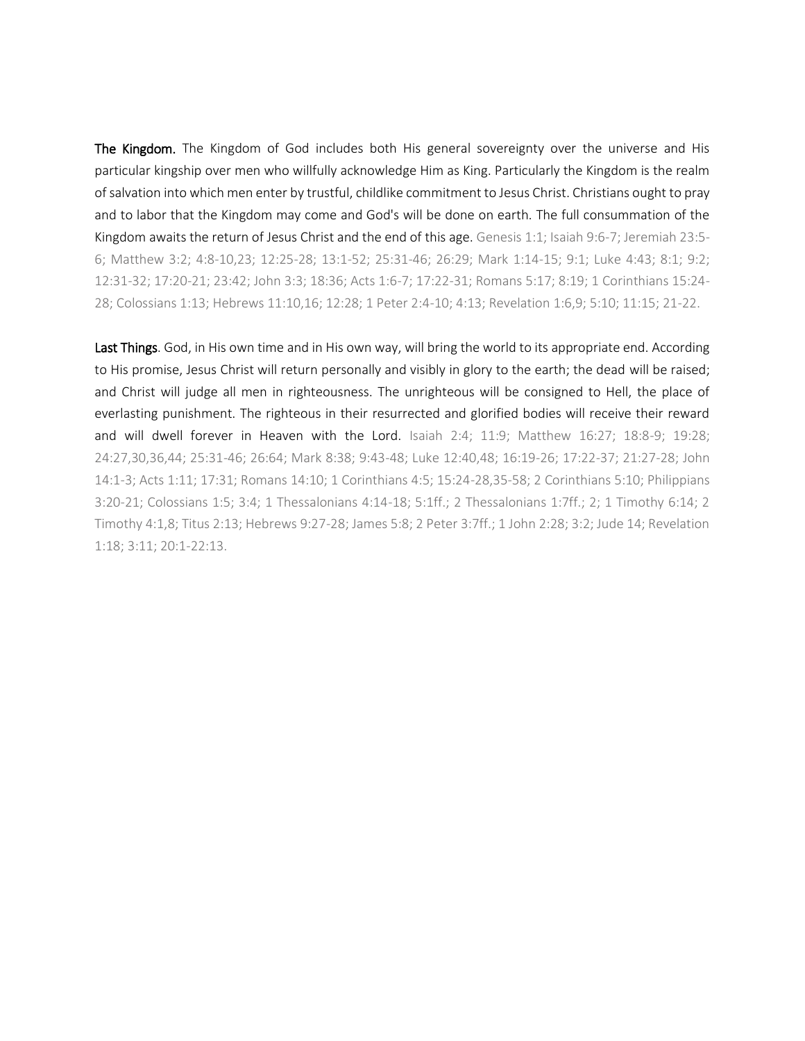**The Kingdom.** The Kingdom of God includes both His general sovereignty over the universe and His particular kingship over men who willfully acknowledge Him as King. Particularly the Kingdom is the realm of salvation into which men enter by trustful, childlike commitment to Jesus Christ. Christians ought to pray and to labor that the Kingdom may come and God's will be done on earth. The full consummation of the Kingdom awaits the return of Jesus Christ and the end of this age. Genesis 1:1; Isaiah 9:6-7; Jeremiah 23:5-6; Matthew 3:2; 4:8-10,23; 12:25-28; 13:1-52; 25:31-46; 26:29; Mark 1:14-15; 9:1; Luke 4:43; 8:1; 9:2; 12:31-32; 17:20-21; 23:42; John 3:3; 18:36; Acts 1:6-7; 17:22-31; Romans 5:17; 8:19; 1 Corinthians 15:24-28; Colossians 1:13; Hebrews 11:10,16; 12:28; 1 Peter 2:4-10; 4:13; Revelation 1:6,9; 5:10; 11:15; 21-22.

**Last Things**. God, in His own time and in His own way, will bring the world to its appropriate end. According to His promise, Jesus Christ will return personally and visibly in glory to the earth; the dead will be raised; and Christ will judge all men in righteousness. The unrighteous will be consigned to Hell, the place of everlasting punishment. The righteous in their resurrected and glorified bodies will receive their reward and will dwell forever in Heaven with the Lord. Isaiah 2:4; 11:9; Matthew 16:27; 18:8-9; 19:28; 24:27,30,36,44; 25:31-46; 26:64; Mark 8:38; 9:43-48; Luke 12:40,48; 16:19-26; 17:22-37; 21:27-28; John 14:1-3; Acts 1:11; 17:31; Romans 14:10; 1 Corinthians 4:5; 15:24-28,35-58; 2 Corinthians 5:10; Philippians 3:20-21; Colossians 1:5; 3:4; 1 Thessalonians 4:14-18; 5:1ff.; 2 Thessalonians 1:7ff.; 2; 1 Timothy 6:14; 2 Timothy 4:1,8; Titus 2:13; Hebrews 9:27-28; James 5:8; 2 Peter 3:7ff.; 1 John 2:28; 3:2; Jude 14; Revelation 1:18; 3:11; 20:1-22:13.